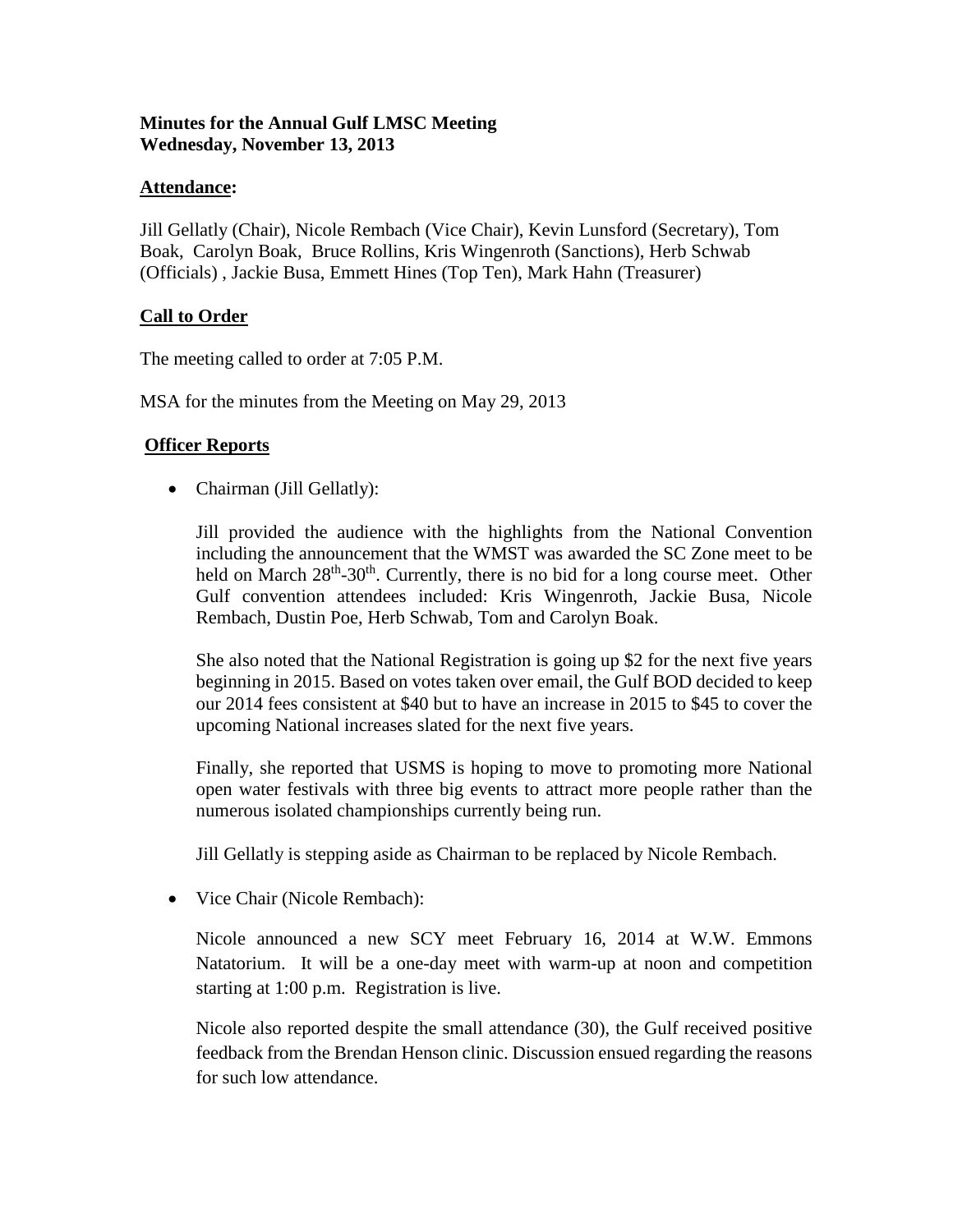**Minutes for the Annual Gulf LMSC Meeting**
**Wednesday, November 13, 2013**

## Attendance:

Jill Gellatly (Chair), Nicole Rembach (Vice Chair), Kevin Lunsford (Secretary), Tom Boak, Carolyn Boak, Bruce Rollins, Kris Wingenroth (Sanctions), Herb Schwab (Officials) , Jackie Busa, Emmett Hines (Top Ten), Mark Hahn (Treasurer)

## Call to Order

The meeting called to order at 7:05 P.M.

MSA for the minutes from the Meeting on May 29, 2013

## Officer Reports

- Chairman (Jill Gellatly):

  Jill provided the audience with the highlights from the National Convention including the announcement that the WMST was awarded the SC Zone meet to be held on March 28th-30th. Currently, there is no bid for a long course meet. Other Gulf convention attendees included: Kris Wingenroth, Jackie Busa, Nicole Rembach, Dustin Poe, Herb Schwab, Tom and Carolyn Boak.

  She also noted that the National Registration is going up $2 for the next five years beginning in 2015. Based on votes taken over email, the Gulf BOD decided to keep our 2014 fees consistent at $40 but to have an increase in 2015 to $45 to cover the upcoming National increases slated for the next five years.

  Finally, she reported that USMS is hoping to move to promoting more National open water festivals with three big events to attract more people rather than the numerous isolated championships currently being run.

  Jill Gellatly is stepping aside as Chairman to be replaced by Nicole Rembach.

- Vice Chair (Nicole Rembach):

  Nicole announced a new SCY meet February 16, 2014 at W.W. Emmons Natatorium. It will be a one-day meet with warm-up at noon and competition starting at 1:00 p.m. Registration is live.

  Nicole also reported despite the small attendance (30), the Gulf received positive feedback from the Brendan Henson clinic. Discussion ensued regarding the reasons for such low attendance.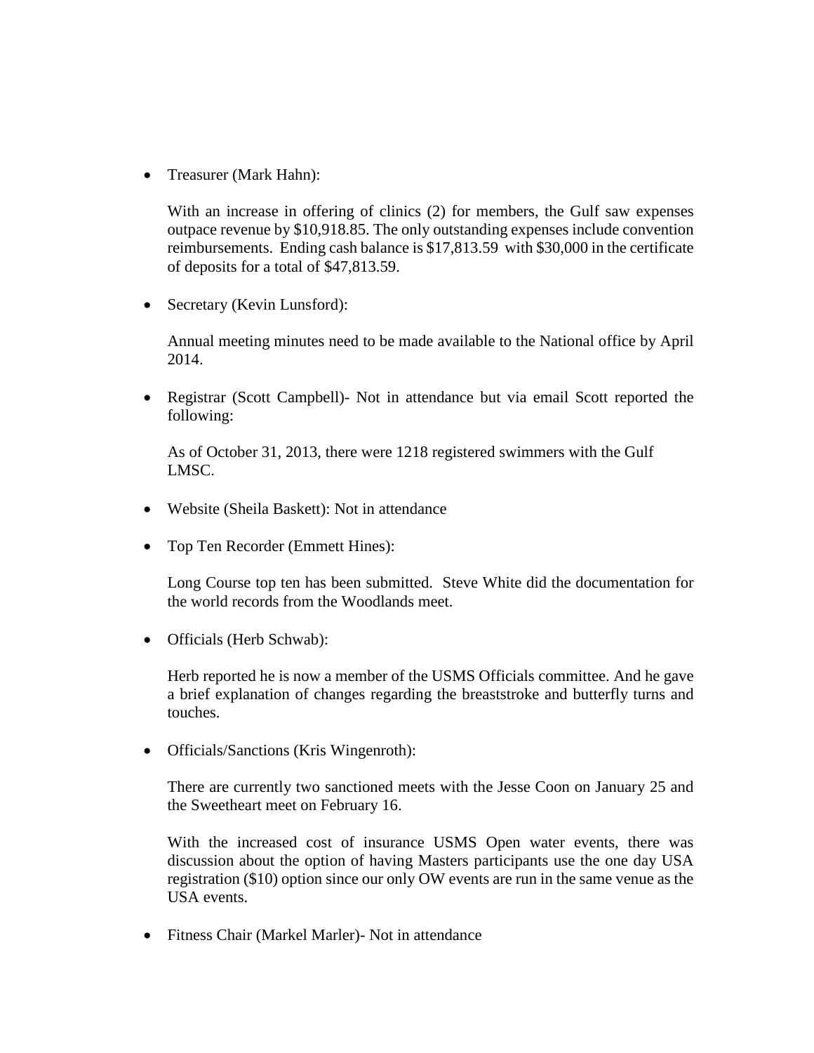- Treasurer (Mark Hahn):

  With an increase in offering of clinics (2) for members, the Gulf saw expenses outpace revenue by $10,918.85. The only outstanding expenses include convention reimbursements. Ending cash balance is $17,813.59 with $30,000 in the certificate of deposits for a total of $47,813.59.

- Secretary (Kevin Lunsford):

  Annual meeting minutes need to be made available to the National office by April 2014.

- Registrar (Scott Campbell)- Not in attendance but via email Scott reported the following:

  As of October 31, 2013, there were 1218 registered swimmers with the Gulf LMSC.

- Website (Sheila Baskett): Not in attendance

- Top Ten Recorder (Emmett Hines):

  Long Course top ten has been submitted. Steve White did the documentation for the world records from the Woodlands meet.

- Officials (Herb Schwab):

  Herb reported he is now a member of the USMS Officials committee. And he gave a brief explanation of changes regarding the breaststroke and butterfly turns and touches.

- Officials/Sanctions (Kris Wingenroth):

  There are currently two sanctioned meets with the Jesse Coon on January 25 and the Sweetheart meet on February 16.

  With the increased cost of insurance USMS Open water events, there was discussion about the option of having Masters participants use the one day USA registration ($10) option since our only OW events are run in the same venue as the USA events.

- Fitness Chair (Markel Marler)- Not in attendance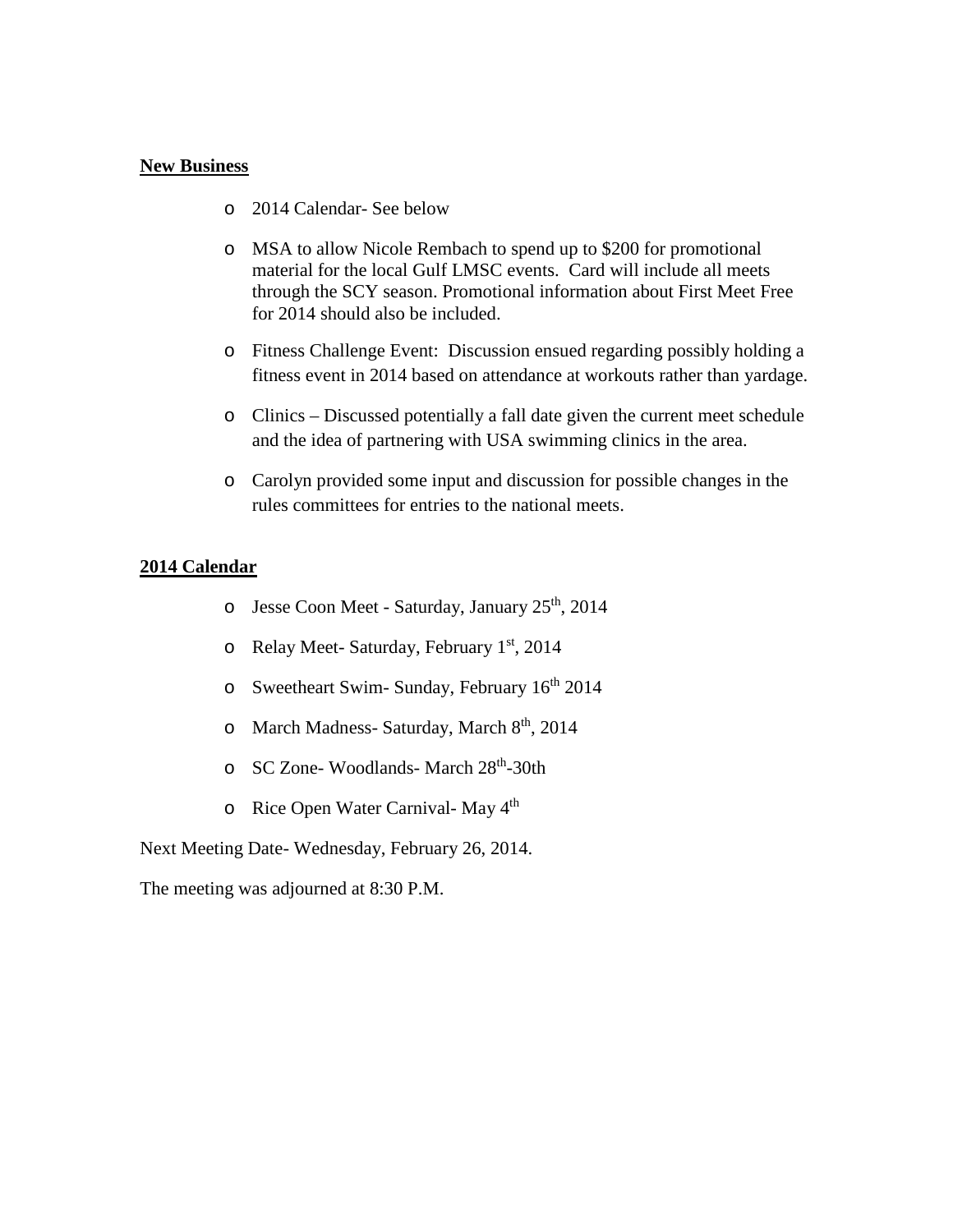**New Business**

- 2014 Calendar- See below
- MSA to allow Nicole Rembach to spend up to $200 for promotional material for the local Gulf LMSC events. Card will include all meets through the SCY season. Promotional information about First Meet Free for 2014 should also be included.
- Fitness Challenge Event: Discussion ensued regarding possibly holding a fitness event in 2014 based on attendance at workouts rather than yardage.
- Clinics – Discussed potentially a fall date given the current meet schedule and the idea of partnering with USA swimming clinics in the area.
- Carolyn provided some input and discussion for possible changes in the rules committees for entries to the national meets.

**2014 Calendar**

- Jesse Coon Meet - Saturday, January 25th, 2014
- Relay Meet- Saturday, February 1st, 2014
- Sweetheart Swim- Sunday, February 16th 2014
- March Madness- Saturday, March 8th, 2014
- SC Zone- Woodlands- March 28th-30th
- Rice Open Water Carnival- May 4th

Next Meeting Date- Wednesday, February 26, 2014.

The meeting was adjourned at 8:30 P.M.